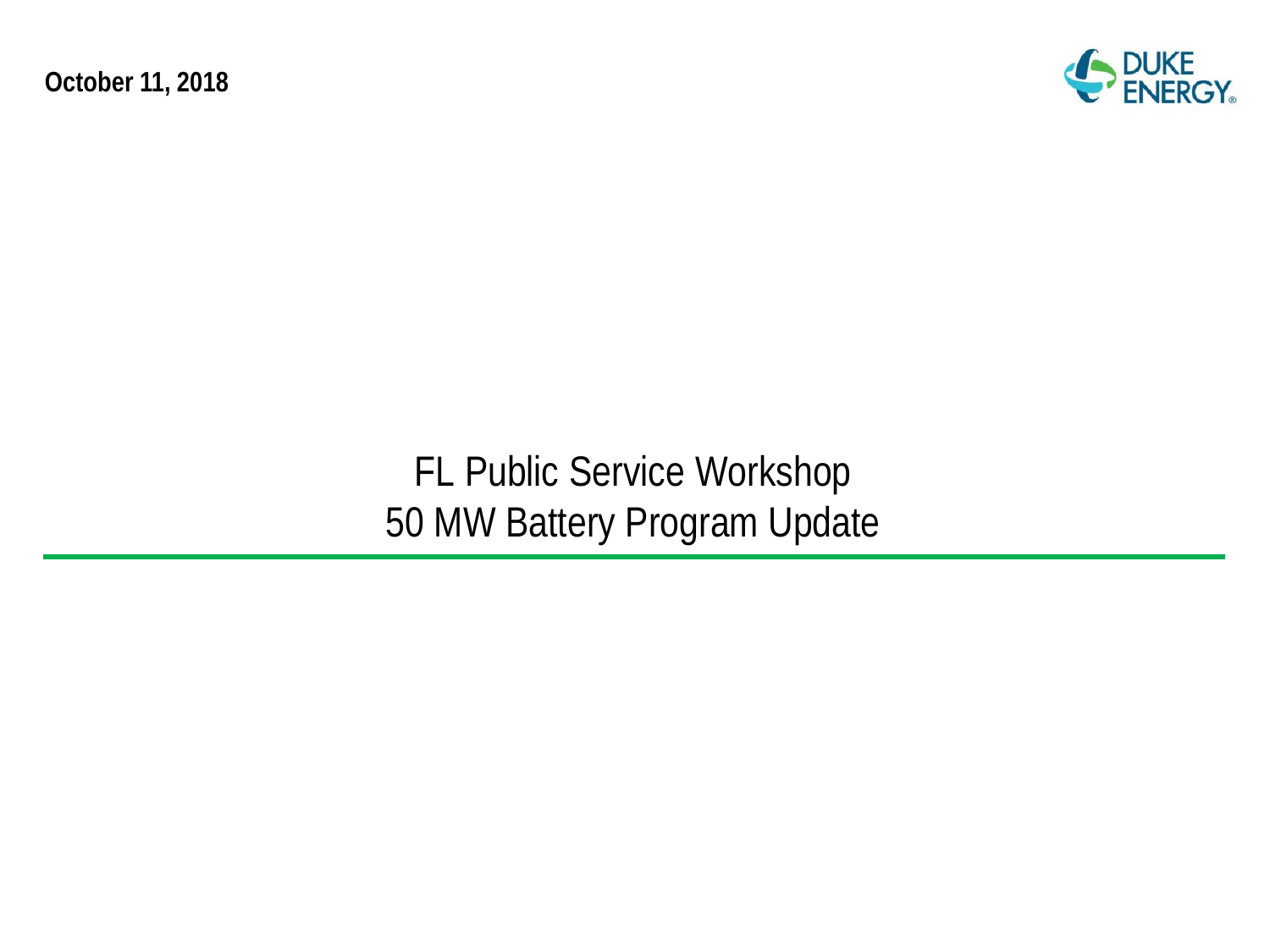**October 11, 2018**

DUKE ENERGY.

# FL Public Service Workshop
# 50 MW Battery Program Update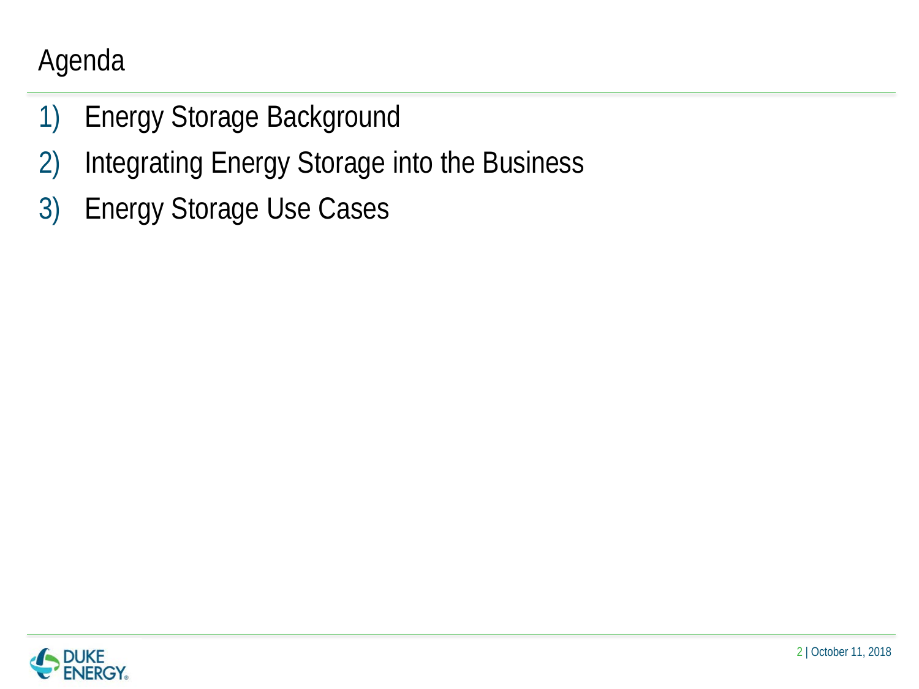# Agenda

1) Energy Storage Background
2) Integrating Energy Storage into the Business
3) Energy Storage Use Cases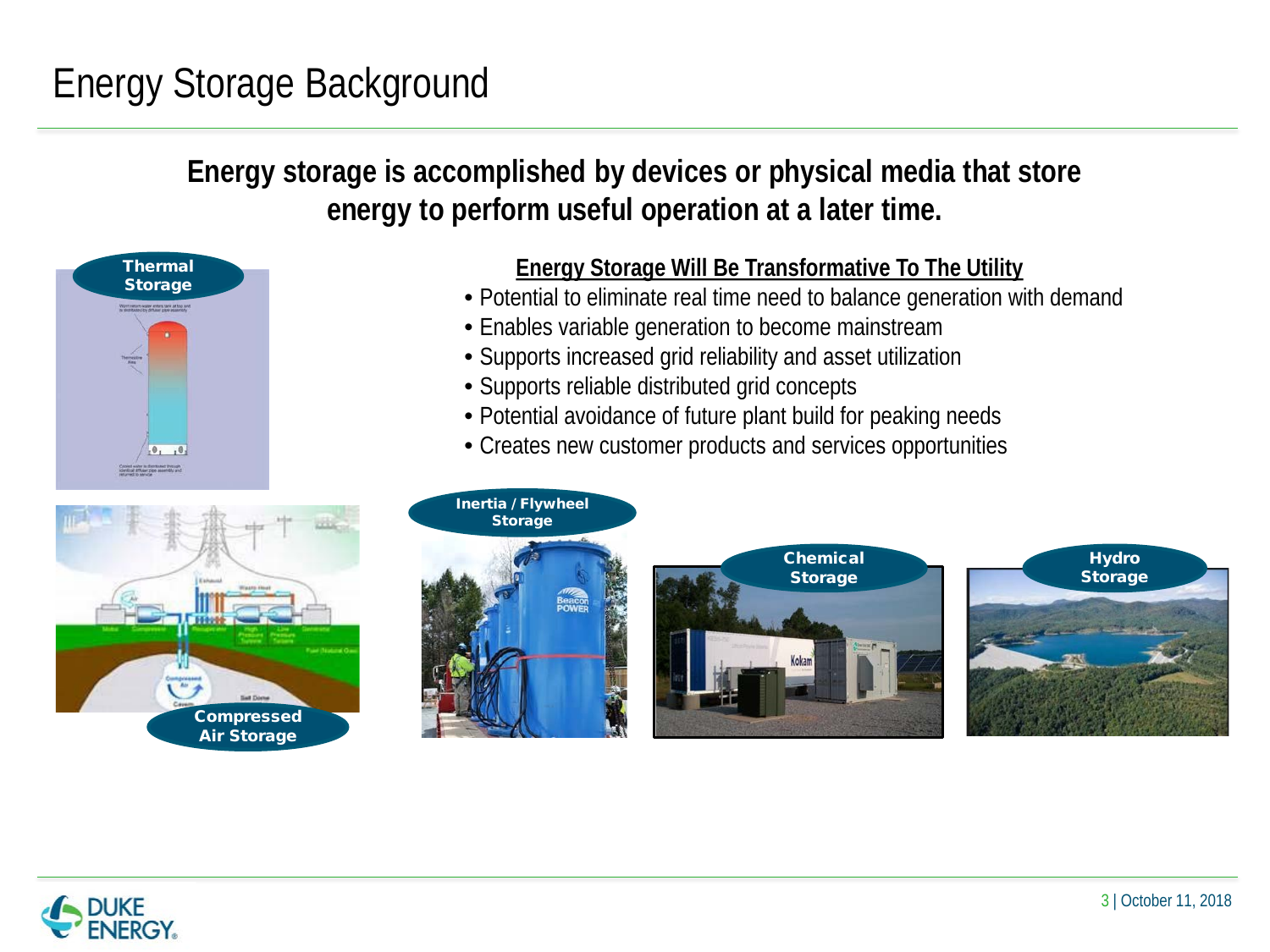# Energy Storage Background

**Energy storage is accomplished by devices or physical media that store energy to perform useful operation at a later time.**

Thermal Storage

**Energy Storage Will Be Transformative To The Utility**

- Potential to eliminate real time need to balance generation with demand
- Enables variable generation to become mainstream
- Supports increased grid reliability and asset utilization
- Supports reliable distributed grid concepts
- Potential avoidance of future plant build for peaking needs
- Creates new customer products and services opportunities

Compressed Air Storage

Inertia / Flywheel Storage

Chemical Storage

Hydro Storage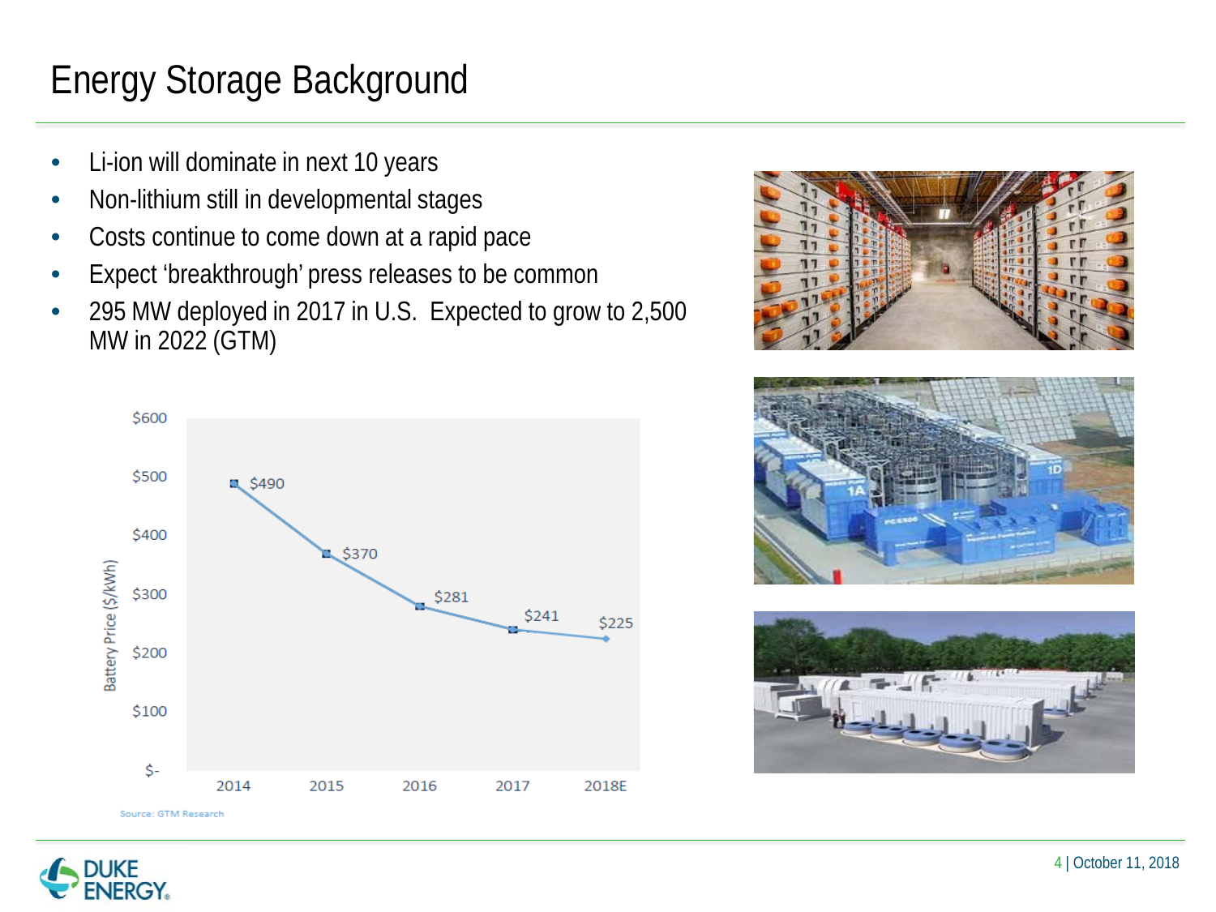# Energy Storage Background

- Li-ion will dominate in next 10 years
- Non-lithium still in developmental stages
- Costs continue to come down at a rapid pace
- Expect 'breakthrough' press releases to be common
- 295 MW deployed in 2017 in U.S. Expected to grow to 2,500 MW in 2022 (GTM)

| Year | Battery Price ($/kWh) |
|---|---|
| 2014 | $490 |
| 2015 | $370 |
| 2016 | $281 |
| 2017 | $241 |
| 2018E | $225 |

Source: GTM Research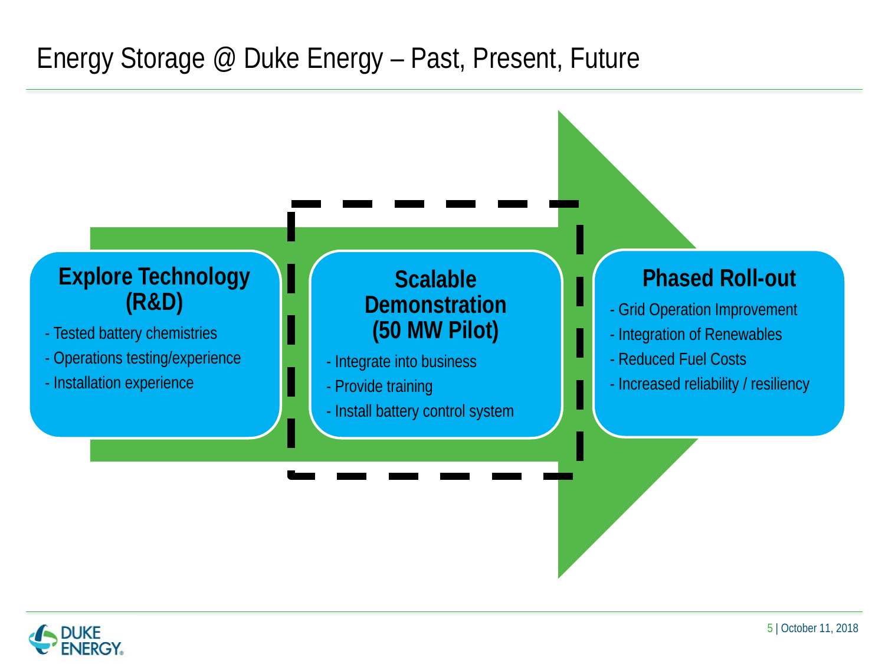# Energy Storage @ Duke Energy – Past, Present, Future

## Explore Technology (R&D)

- Tested battery chemistries
- Operations testing/experience
- Installation experience

## Scalable Demonstration (50 MW Pilot)

- Integrate into business
- Provide training
- Install battery control system

## Phased Roll-out

- Grid Operation Improvement
- Integration of Renewables
- Reduced Fuel Costs
- Increased reliability / resiliency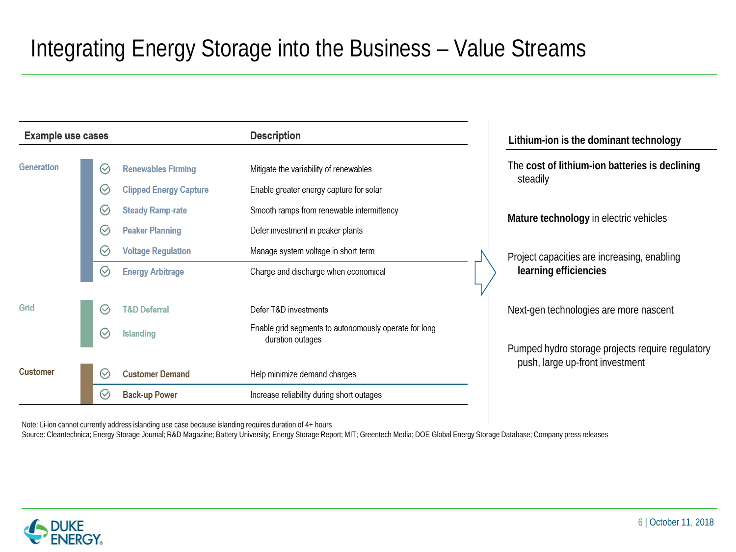# Integrating Energy Storage into the Business – Value Streams

| Example use cases | | Description |
|---|---|---|
| Generation | Renewables Firming | Mitigate the variability of renewables |
| | Clipped Energy Capture | Enable greater energy capture for solar |
| | Steady Ramp-rate | Smooth ramps from renewable intermittency |
| | Peaker Planning | Defer investment in peaker plants |
| | Voltage Regulation | Manage system voltage in short-term |
| | Energy Arbitrage | Charge and discharge when economical |
| Grid | T&D Deferral | Defer T&D investments |
| | Islanding | Enable grid segments to autonomously operate for long duration outages |
| Customer | Customer Demand | Help minimize demand charges |
| | Back-up Power | Increase reliability during short outages |

**Lithium-ion is the dominant technology**

- The **cost of lithium-ion batteries is declining** steadily
- **Mature technology** in electric vehicles
- Project capacities are increasing, enabling **learning efficiencies**
- Next-gen technologies are more nascent
- Pumped hydro storage projects require regulatory push, large up-front investment

Note: Li-ion cannot currently address islanding use case because islanding requires duration of 4+ hours
Source: Cleantechnica; Energy Storage Journal; R&D Magazine; Battery University; Energy Storage Report; MIT; Greentech Media; DOE Global Energy Storage Database; Company press releases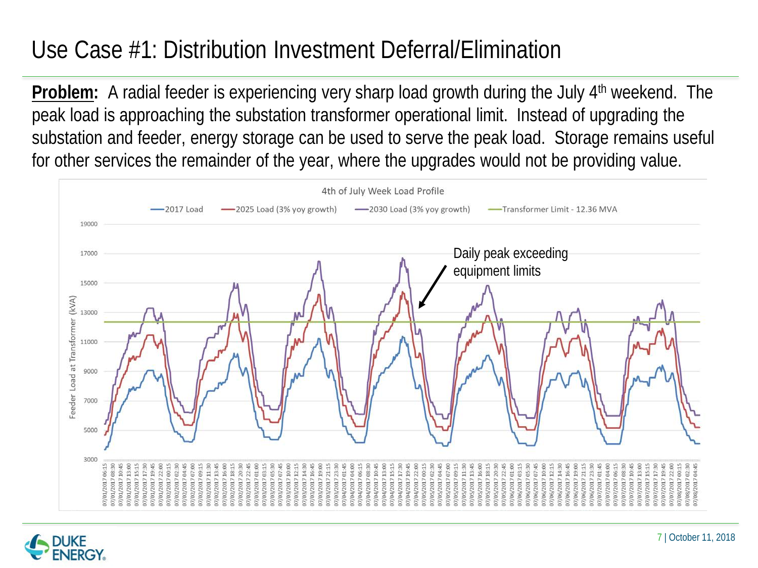# Use Case #1: Distribution Investment Deferral/Elimination

**Problem:** A radial feeder is experiencing very sharp load growth during the July 4th weekend. The peak load is approaching the substation transformer operational limit. Instead of upgrading the substation and feeder, energy storage can be used to serve the peak load. Storage remains useful for other services the remainder of the year, where the upgrades would not be providing value.

4th of July Week Load Profile

2017 Load | 2025 Load (3% yoy growth) | 2030 Load (3% yoy growth) | Transformer Limit - 12.36 MVA

Daily peak exceeding equipment limits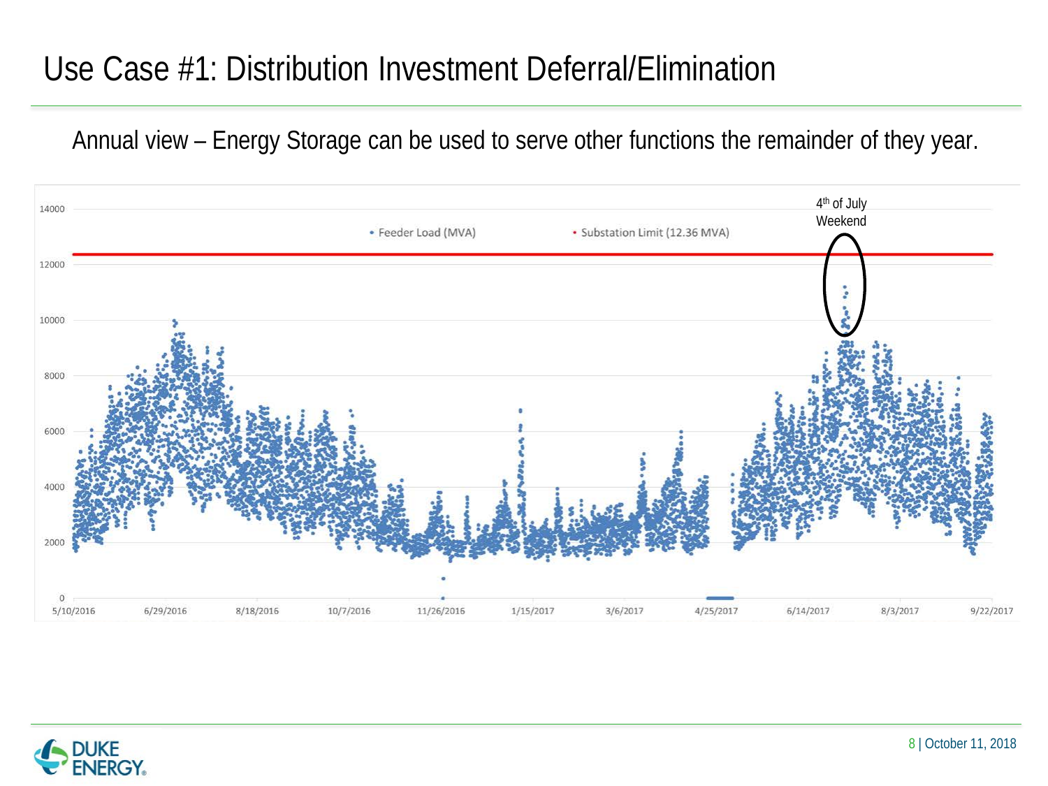# Use Case #1: Distribution Investment Deferral/Elimination

Annual view – Energy Storage can be used to serve other functions the remainder of they year.

4th of July Weekend

• Feeder Load (MVA) • Substation Limit (12.36 MVA)

14000, 12000, 10000, 8000, 6000, 4000, 2000, 0

5/10/2016, 6/29/2016, 8/18/2016, 10/7/2016, 11/26/2016, 1/15/2017, 3/6/2017, 4/25/2017, 6/14/2017, 8/3/2017, 9/22/2017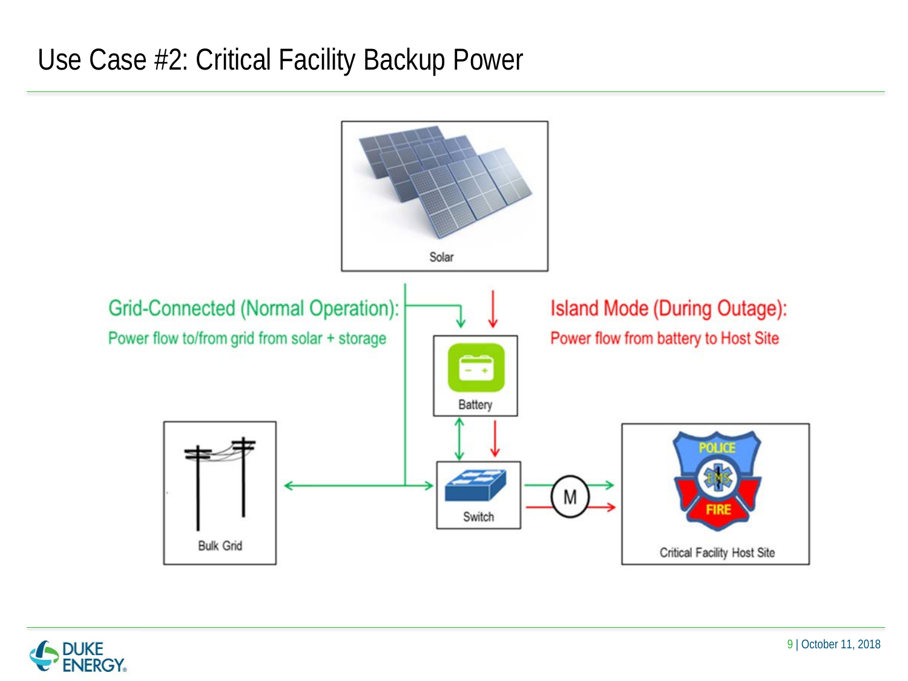# Use Case #2: Critical Facility Backup Power

Solar

**Grid-Connected (Normal Operation):**
Power flow to/from grid from solar + storage

**Island Mode (During Outage):**
Power flow from battery to Host Site

Battery

Bulk Grid

Switch

M

Critical Facility Host Site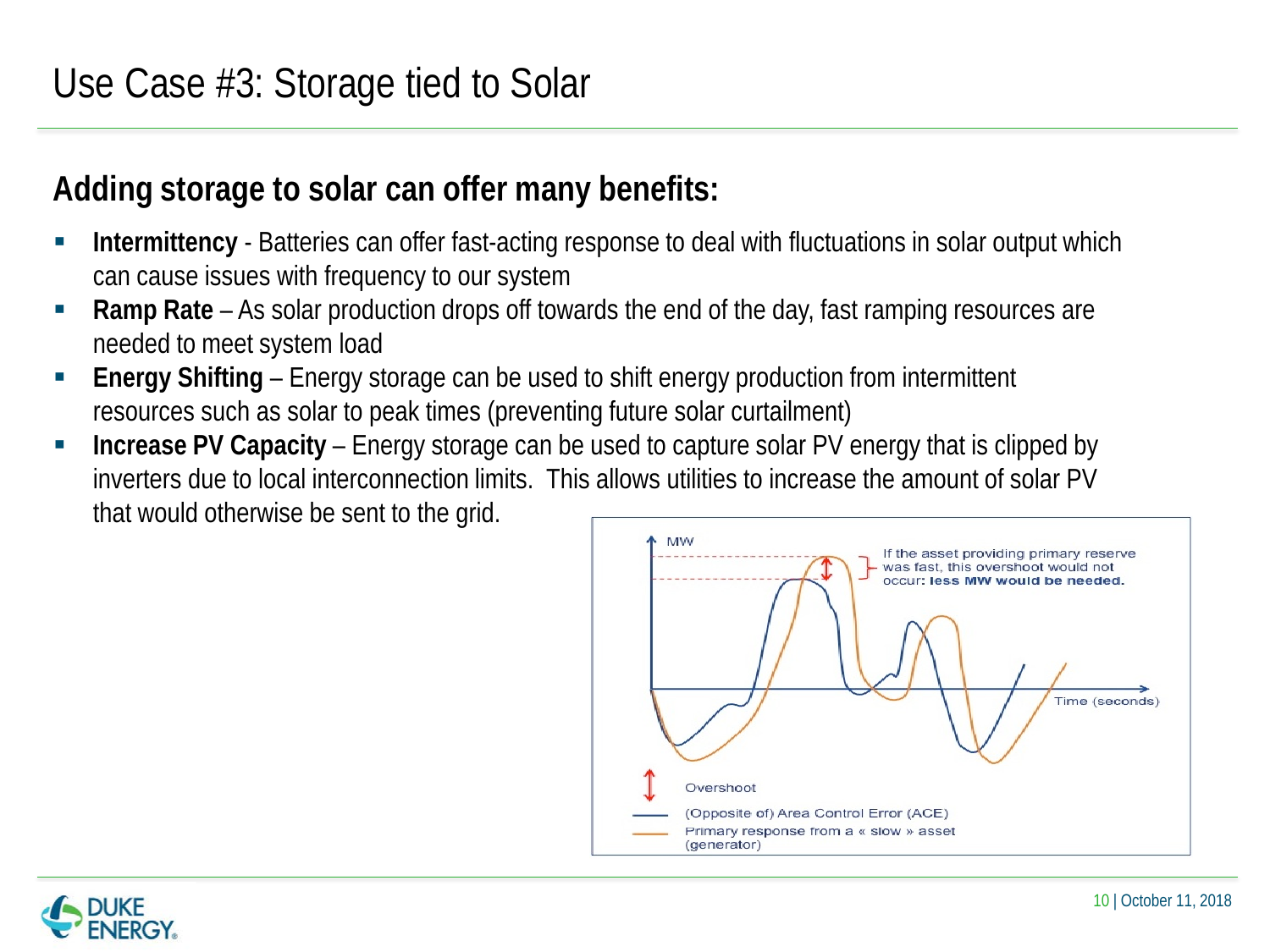# Use Case #3: Storage tied to Solar

## Adding storage to solar can offer many benefits:

- **Intermittency** - Batteries can offer fast-acting response to deal with fluctuations in solar output which can cause issues with frequency to our system
- **Ramp Rate** – As solar production drops off towards the end of the day, fast ramping resources are needed to meet system load
- **Energy Shifting** – Energy storage can be used to shift energy production from intermittent resources such as solar to peak times (preventing future solar curtailment)
- **Increase PV Capacity** – Energy storage can be used to capture solar PV energy that is clipped by inverters due to local interconnection limits. This allows utilities to increase the amount of solar PV that would otherwise be sent to the grid.

MW

If the asset providing primary reserve was fast, this overshoot would not occur: **less MW would be needed.**

Time (seconds)

Overshoot

(Opposite of) Area Control Error (ACE)

Primary response from a « slow » asset (generator)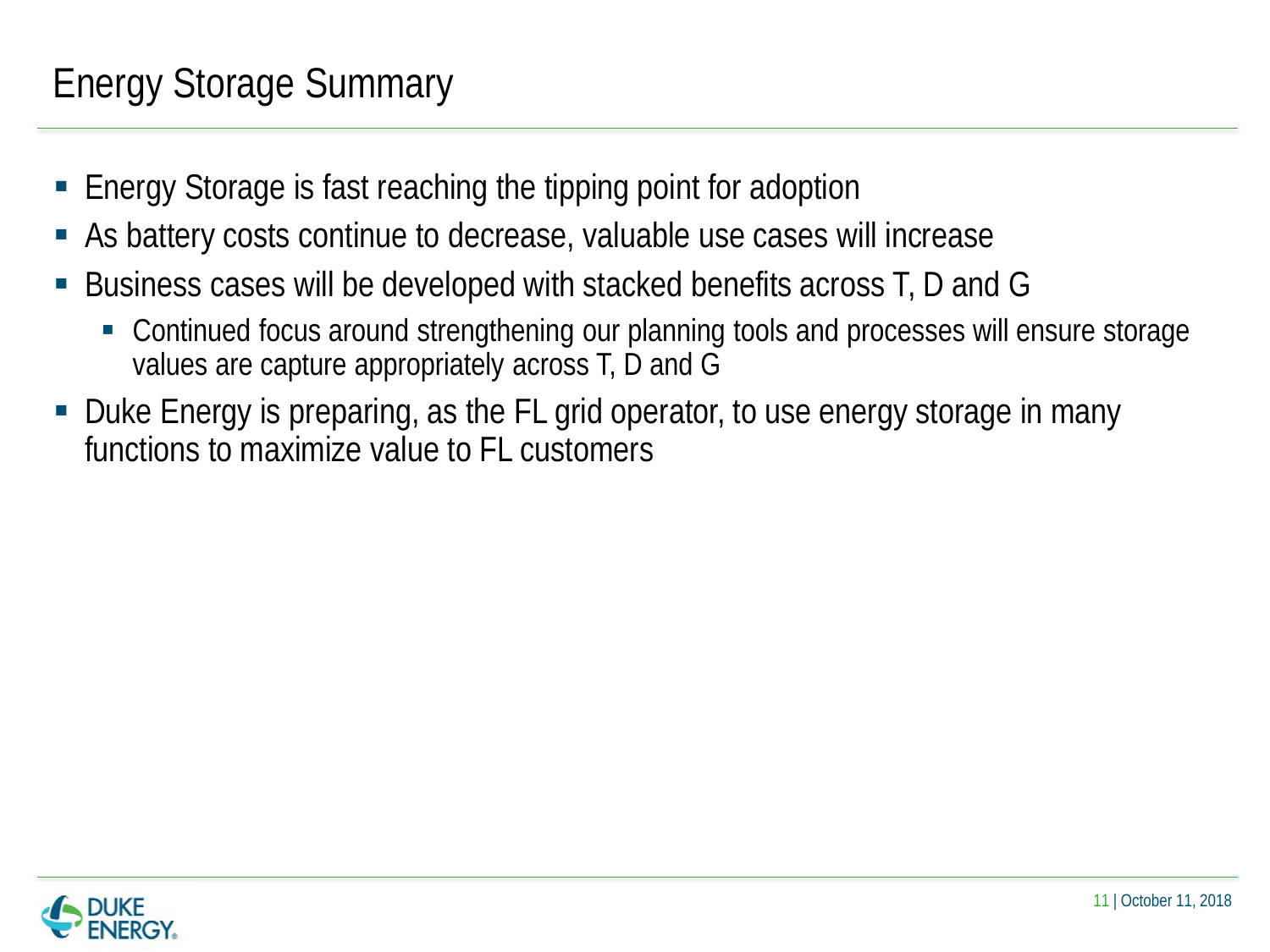# Energy Storage Summary

- Energy Storage is fast reaching the tipping point for adoption
- As battery costs continue to decrease, valuable use cases will increase
- Business cases will be developed with stacked benefits across T, D and G
  - Continued focus around strengthening our planning tools and processes will ensure storage values are capture appropriately across T, D and G
- Duke Energy is preparing, as the FL grid operator, to use energy storage in many functions to maximize value to FL customers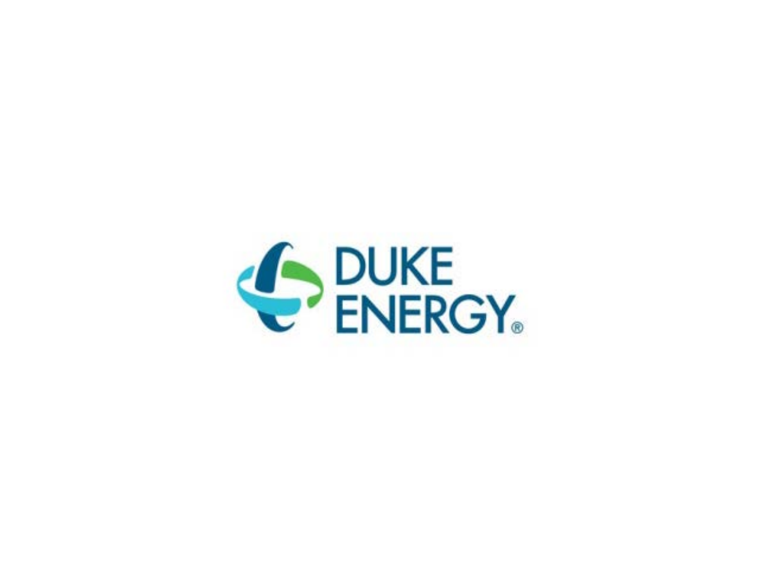DUKE ENERGY®